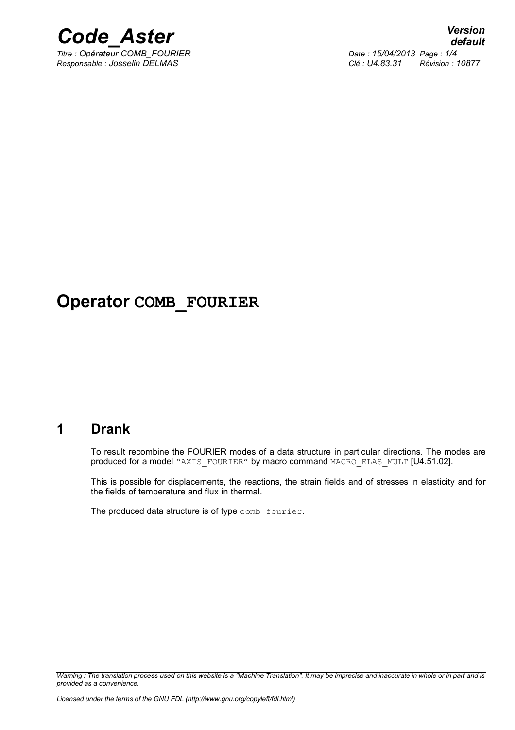# Operator COMB_FOURIER

## 1 Drank

To result recombine the FOURIER modes of a data structure in particular directions. The modes are produced for a model "AXIS_FOURIER" by macro command MACRO_ELAS_MULT [U4.51.02].

This is possible for displacements, the reactions, the strain fields and of stresses in elasticity and for the fields of temperature and flux in thermal.

The produced data structure is of type comb_fourier.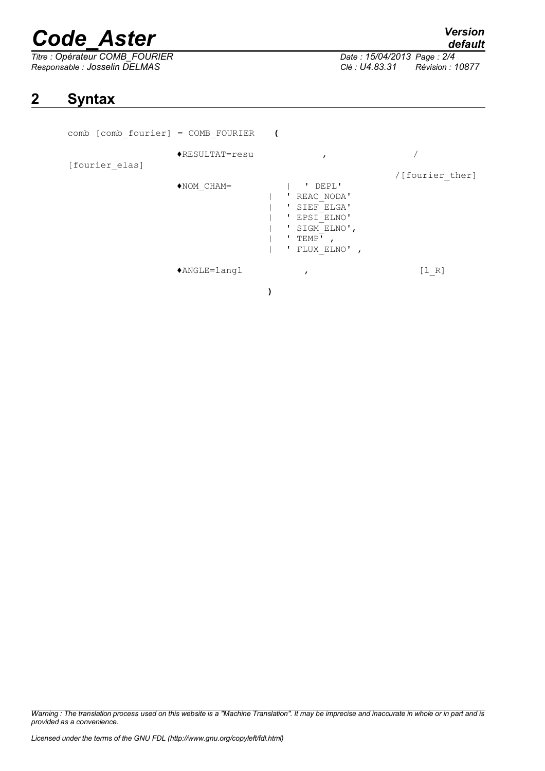## 2 Syntax

```
comb [comb_fourier] = COMB_FOURIER    (

                ♦RESULTAT=resu          ,          /[fourier_elas]
                                                   /[fourier_ther]
                ♦NOM_CHAM=       |  ' DEPL'
                                 |  ' REAC_NODA'
                                 |  ' SIEF_ELGA'
                                 |  ' EPSI_ELNO'
                                 |  ' SIGM_ELNO',
                                 |  ' TEMP' ,
                                 |  ' FLUX_ELNO' ,

                ♦ANGLE=langl            ,                  [l_R]

                                    )
```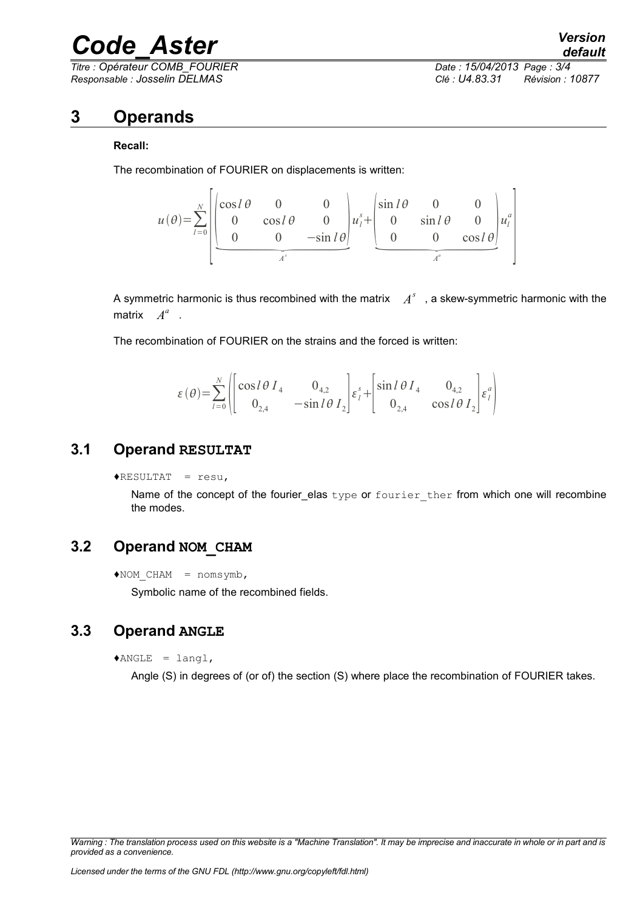# 3 Operands

**Recall:**

The recombination of FOURIER on displacements is written:

$$u(\theta)=\sum_{l=0}^{N}\left[\underbrace{\begin{pmatrix}\cos l\theta & 0 & 0\\ 0 & \cos l\theta & 0\\ 0 & 0 & -\sin l\theta\end{pmatrix}}_{A^s}u_l^s+\underbrace{\begin{pmatrix}\sin l\theta & 0 & 0\\ 0 & \sin l\theta & 0\\ 0 & 0 & \cos l\theta\end{pmatrix}}_{A^a}u_l^a\right]$$

A symmetric harmonic is thus recombined with the matrix $A^s$ , a skew-symmetric harmonic with the matrix $A^a$ .

The recombination of FOURIER on the strains and the forced is written:

$$\varepsilon(\theta)=\sum_{l=0}^{N}\left(\begin{bmatrix}\cos l\theta\, I_4 & 0_{4,2}\\ 0_{2,4} & -\sin l\theta\, I_2\end{bmatrix}\varepsilon_l^s+\begin{bmatrix}\sin l\theta\, I_4 & 0_{4,2}\\ 0_{2,4} & \cos l\theta\, I_2\end{bmatrix}\varepsilon_l^a\right)$$

## 3.1 Operand RESULTAT

♦RESULTAT = resu,

Name of the concept of the fourier_elas type or fourier_ther from which one will recombine the modes.

## 3.2 Operand NOM_CHAM

♦NOM_CHAM = nomsymb,

Symbolic name of the recombined fields.

## 3.3 Operand ANGLE

♦ANGLE = langl,

Angle (S) in degrees of (or of) the section (S) where place the recombination of FOURIER takes.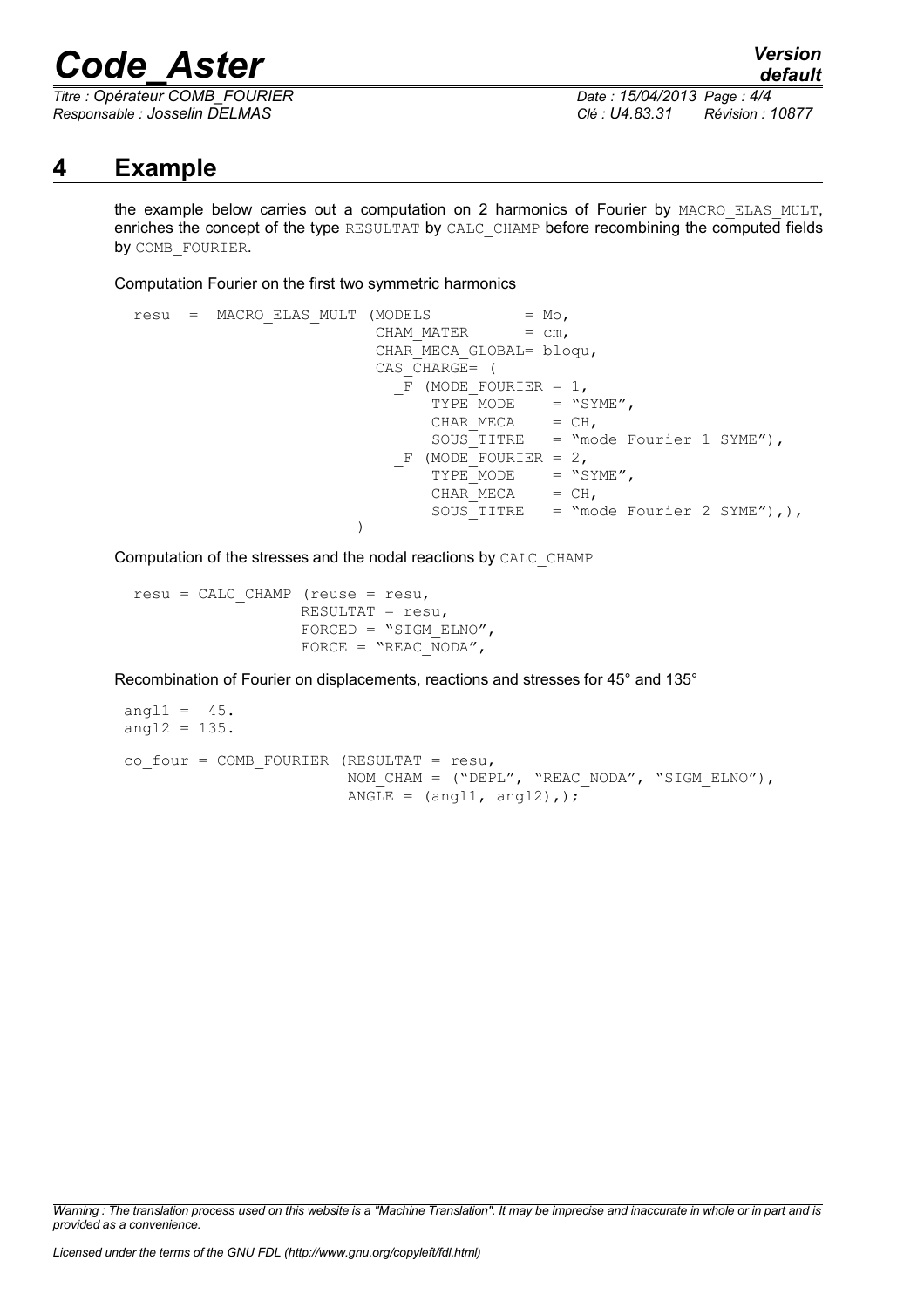# 4 Example

the example below carries out a computation on 2 harmonics of Fourier by `MACRO_ELAS_MULT`, enriches the concept of the type `RESULTAT` by `CALC_CHAMP` before recombining the computed fields by `COMB_FOURIER`.

Computation Fourier on the first two symmetric harmonics

```
resu  =  MACRO_ELAS_MULT (MODELS          = Mo,
                         CHAM_MATER      = cm,
                         CHAR_MECA_GLOBAL= bloqu,
                         CAS_CHARGE= (
                           _F (MODE_FOURIER = 1,
                               TYPE_MODE    = "SYME",
                               CHAR_MECA    = CH,
                               SOUS_TITRE   = "mode Fourier 1 SYME"),
                           _F (MODE_FOURIER = 2,
                               TYPE_MODE    = "SYME",
                               CHAR_MECA    = CH,
                               SOUS_TITRE   = "mode Fourier 2 SYME"),),
                       )
```

Computation of the stresses and the nodal reactions by `CALC_CHAMP`

```
resu = CALC_CHAMP (reuse = resu,
                  RESULTAT = resu,
                  FORCED = "SIGM_ELNO",
                  FORCE = "REAC_NODA",
```

Recombination of Fourier on displacements, reactions and stresses for 45° and 135°

```
angl1 =  45.
angl2 = 135.

co_four = COMB_FOURIER (RESULTAT = resu,
                        NOM_CHAM = ("DEPL", "REAC_NODA", "SIGM_ELNO"),
                        ANGLE = (angl1, angl2),);
```